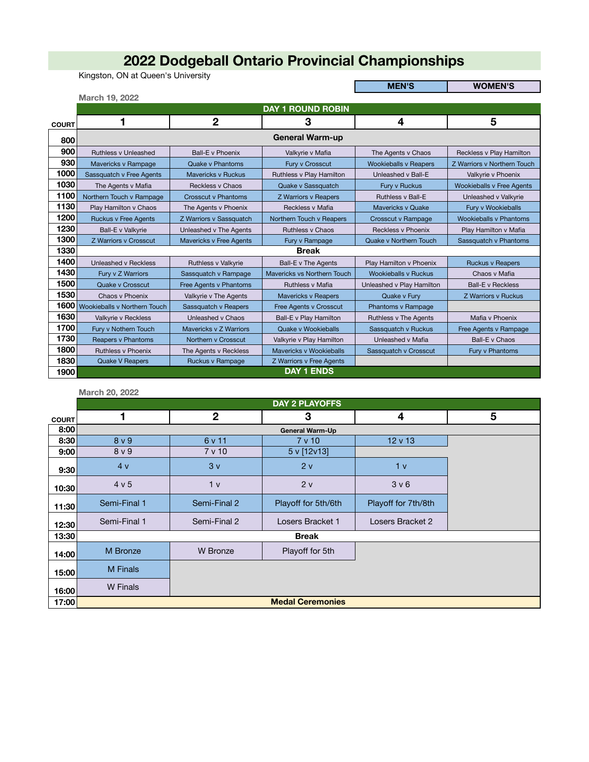# 2022 Dodgeball Ontario Provincial Championships

Kingston, ON at Queen's University

| MEN'S | WOMEN'S |
|---|---|

March 19, 2022

**DAY 1 ROUND ROBIN**

| COURT | 1 | 2 | 3 | 4 | 5 |
|---|---|---|---|---|---|
| 800 | General Warm-up | | | | |
| 900 | Ruthless v Unleashed | Ball-E v Phoenix | Valkyrie v Mafia | The Agents v Chaos | Reckless v Play Hamilton |
| 930 | Mavericks v Rampage | Quake v Phantoms | Fury v Crosscut | Wookieballs v Reapers | Z Warriors v Northern Touch |
| 1000 | Sassquatch v Free Agents | Mavericks v Ruckus | Ruthless v Play Hamilton | Unleashed v Ball-E | Valkyrie v Phoenix |
| 1030 | The Agents v Mafia | Reckless v Chaos | Quake v Sassquatch | Fury v Ruckus | Wookieballs v Free Agents |
| 1100 | Northern Touch v Rampage | Crosscut v Phantoms | Z Warriors v Reapers | Ruthless v Ball-E | Unleashed v Valkyrie |
| 1130 | Play Hamilton v Chaos | The Agents v Phoenix | Reckless v Mafia | Mavericks v Quake | Fury v Wookieballs |
| 1200 | Ruckus v Free Agents | Z Warriors v Sassquatch | Northern Touch v Reapers | Crosscut v Rampage | Wookieballs v Phantoms |
| 1230 | Ball-E v Valkyrie | Unleashed v The Agents | Ruthless v Chaos | Reckless v Phoenix | Play Hamilton v Mafia |
| 1300 | Z Warriors v Crosscut | Mavericks v Free Agents | Fury v Rampage | Quake v Northern Touch | Sassquatch v Phantoms |
| 1330 | Break | | | | |
| 1400 | Unleashed v Reckless | Ruthless v Valkyrie | Ball-E v The Agents | Play Hamilton v Phoenix | Ruckus v Reapers |
| 1430 | Fury v Z Warriors | Sassquatch v Rampage | Mavericks vs Northern Touch | Wookieballs v Ruckus | Chaos v Mafia |
| 1500 | Quake v Crosscut | Free Agents v Phantoms | Ruthless v Mafia | Unleashed v Play Hamilton | Ball-E v Reckless |
| 1530 | Chaos v Phoenix | Valkyrie v The Agents | Mavericks v Reapers | Quake v Fury | Z Warriors v Ruckus |
| 1600 | Wookieballs v Northern Touch | Sassquatch v Reapers | Free Agents v Crosscut | Phantoms v Rampage | |
| 1630 | Valkyrie v Reckless | Unleashed v Chaos | Ball-E v Play Hamilton | Ruthless v The Agents | Mafia v Phoenix |
| 1700 | Fury v Nothern Touch | Mavericks v Z Warriors | Quake v Wookieballs | Sassquatch v Ruckus | Free Agents v Rampage |
| 1730 | Reapers v Phantoms | Northern v Crosscut | Valkyrie v Play Hamilton | Unleashed v Mafia | Ball-E v Chaos |
| 1800 | Ruthless v Phoenix | The Agents v Reckless | Mavericks v Wookieballs | Sassquatch v Crosscut | Fury v Phantoms |
| 1830 | Quake V Reapers | Ruckus v Rampage | Z Warriors v Free Agents | | |
| 1900 | DAY 1 ENDS | | | | |

March 20, 2022

**DAY 2 PLAYOFFS**

| COURT | 1 | 2 | 3 | 4 | 5 |
|---|---|---|---|---|---|
| 8:00 | General Warm-Up | | | | |
| 8:30 | 8 v 9 | 6 v 11 | 7 v 10 | 12 v 13 | |
| 9:00 | 8 v 9 | 7 v 10 | 5 v [12v13] | | |
| 9:30 | 4 v | 3 v | 2 v | 1 v | |
| 10:30 | 4 v 5 | 1 v | 2 v | 3 v 6 | |
| 11:30 | Semi-Final 1 | Semi-Final 2 | Playoff for 5th/6th | Playoff for 7th/8th | |
| 12:30 | Semi-Final 1 | Semi-Final 2 | Losers Bracket 1 | Losers Bracket 2 | |
| 13:30 | Break | | | | |
| 14:00 | M Bronze | W Bronze | Playoff for 5th | | |
| 15:00 | M Finals | | | | |
| 16:00 | W Finals | | | | |
| 17:00 | Medal Ceremonies | | | | |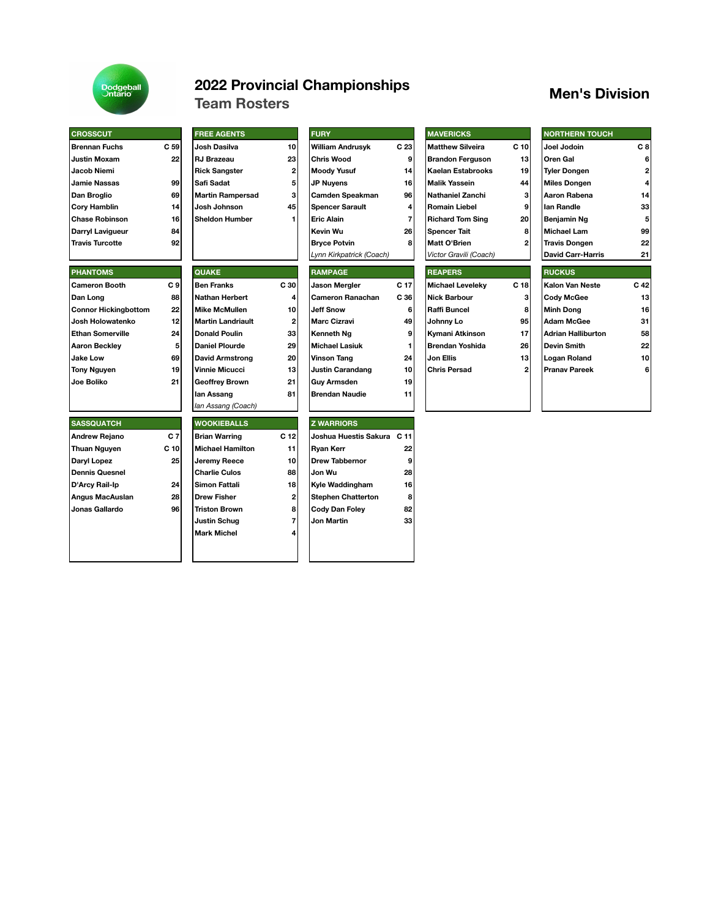# 2022 Provincial Championships

## Team Rosters

## Men's Division

### CROSSCUT

| Player | # |
|---|---|
| Brennan Fuchs | C 59 |
| Justin Moxam | 22 |
| Jacob Niemi | |
| Jamie Nassas | 99 |
| Dan Broglio | 69 |
| Cory Hamblin | 14 |
| Chase Robinson | 16 |
| Darryl Lavigueur | 84 |
| Travis Turcotte | 92 |

### FREE AGENTS

| Player | # |
|---|---|
| Josh Dasilva | 10 |
| RJ Brazeau | 23 |
| Rick Sangster | 2 |
| Safi Sadat | 5 |
| Martin Rampersad | 3 |
| Josh Johnson | 45 |
| Sheldon Humber | 1 |

### FURY

| Player | # |
|---|---|
| William Andrusyk | C 23 |
| Chris Wood | 9 |
| Moody Yusuf | 14 |
| JP Nuyens | 16 |
| Camden Speakman | 96 |
| Spencer Sarault | 4 |
| Eric Alain | 7 |
| Kevin Wu | 26 |
| Bryce Potvin | 8 |
| *Lynn Kirkpatrick (Coach)* | |

### MAVERICKS

| Player | # |
|---|---|
| Matthew Silveira | C 10 |
| Brandon Ferguson | 13 |
| Kaelan Estabrooks | 19 |
| Malik Yassein | 44 |
| Nathaniel Zanchi | 3 |
| Romain Liebel | 9 |
| Richard Tom Sing | 20 |
| Spencer Tait | 8 |
| Matt O'Brien | 2 |
| *Victor Gravili (Coach)* | |

### NORTHERN TOUCH

| Player | # |
|---|---|
| Joel Jodoin | C 8 |
| Oren Gal | 6 |
| Tyler Dongen | 2 |
| Miles Dongen | 4 |
| Aaron Rabena | 14 |
| Ian Randle | 33 |
| Benjamin Ng | 5 |
| Michael Lam | 99 |
| Travis Dongen | 22 |
| David Carr-Harris | 21 |

### PHANTOMS

| Player | # |
|---|---|
| Cameron Booth | C 9 |
| Dan Long | 88 |
| Connor Hickingbottom | 22 |
| Josh Holowatenko | 12 |
| Ethan Somerville | 24 |
| Aaron Beckley | 5 |
| Jake Low | 69 |
| Tony Nguyen | 19 |
| Joe Boliko | 21 |

### QUAKE

| Player | # |
|---|---|
| Ben Franks | C 30 |
| Nathan Herbert | 4 |
| Mike McMullen | 10 |
| Martin Landriault | 2 |
| Donald Poulin | 33 |
| Daniel Plourde | 29 |
| David Armstrong | 20 |
| Vinnie Micucci | 13 |
| Geoffrey Brown | 21 |
| Ian Assang | 81 |
| *Ian Assang (Coach)* | |

### RAMPAGE

| Player | # |
|---|---|
| Jason Mergler | C 17 |
| Cameron Ranachan | C 36 |
| Jeff Snow | 6 |
| Marc Cizravi | 49 |
| Kenneth Ng | 9 |
| Michael Lasiuk | 1 |
| Vinson Tang | 24 |
| Justin Carandang | 10 |
| Guy Armsden | 19 |
| Brendan Naudie | 11 |

### REAPERS

| Player | # |
|---|---|
| Michael Leveleky | C 18 |
| Nick Barbour | 3 |
| Raffi Buncel | 8 |
| Johnny Lo | 95 |
| Kymani Atkinson | 17 |
| Brendan Yoshida | 26 |
| Jon Ellis | 13 |
| Chris Persad | 2 |

### RUCKUS

| Player | # |
|---|---|
| Kalon Van Neste | C 42 |
| Cody McGee | 13 |
| Minh Dong | 16 |
| Adam McGee | 31 |
| Adrian Halliburton | 58 |
| Devin Smith | 22 |
| Logan Roland | 10 |
| Pranav Pareek | 6 |

### SASSQUATCH

| Player | # |
|---|---|
| Andrew Rejano | C 7 |
| Thuan Nguyen | C 10 |
| Daryl Lopez | 25 |
| Dennis Quesnel | |
| D'Arcy Rail-Ip | 24 |
| Angus MacAuslan | 28 |
| Jonas Gallardo | 96 |

### WOOKIEBALLS

| Player | # |
|---|---|
| Brian Warring | C 12 |
| Michael Hamilton | 11 |
| Jeremy Reece | 10 |
| Charlie Culos | 88 |
| Simon Fattali | 18 |
| Drew Fisher | 2 |
| Triston Brown | 8 |
| Justin Schug | 7 |
| Mark Michel | 4 |

### Z WARRIORS

| Player | # |
|---|---|
| Joshua Huestis Sakura | C 11 |
| Ryan Kerr | 22 |
| Drew Tabbernor | 9 |
| Jon Wu | 28 |
| Kyle Waddingham | 16 |
| Stephen Chatterton | 8 |
| Cody Dan Foley | 82 |
| Jon Martin | 33 |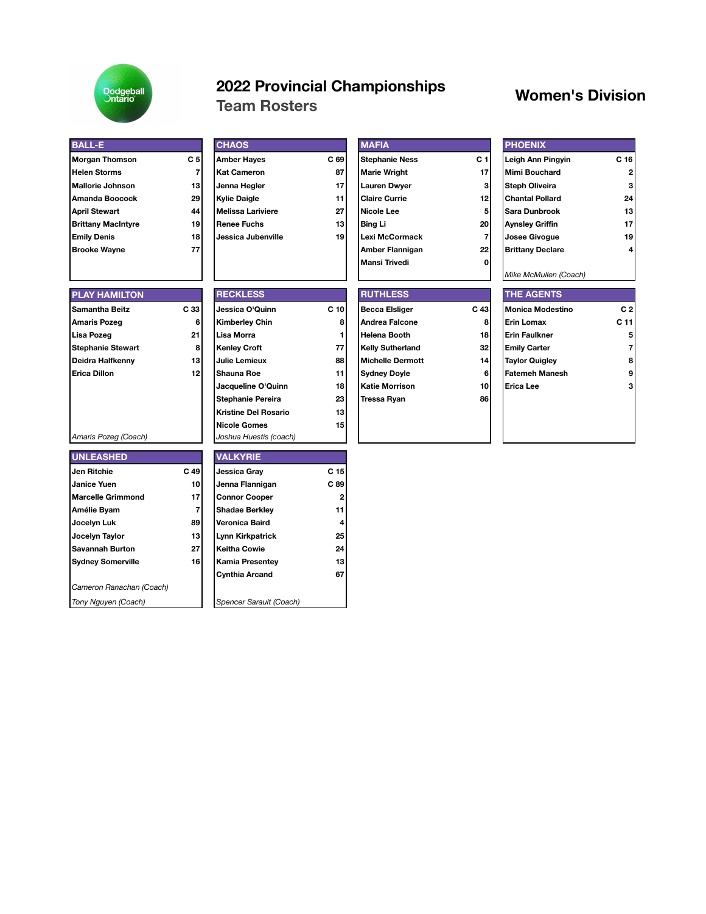# 2022 Provincial Championships

## Team Rosters

## Women's Division

### BALL-E

| Player | # |
|---|---|
| Morgan Thomson | C 5 |
| Helen Storms | 7 |
| Mallorie Johnson | 13 |
| Amanda Boocock | 29 |
| April Stewart | 44 |
| Brittany MacIntyre | 19 |
| Emily Denis | 18 |
| Brooke Wayne | 77 |

### CHAOS

| Player | # |
|---|---|
| Amber Hayes | C 69 |
| Kat Cameron | 87 |
| Jenna Hegler | 17 |
| Kylie Daigle | 11 |
| Melissa Lariviere | 27 |
| Renee Fuchs | 13 |
| Jessica Jubenville | 19 |

### MAFIA

| Player | # |
|---|---|
| Stephanie Ness | C 1 |
| Marie Wright | 17 |
| Lauren Dwyer | 3 |
| Claire Currie | 12 |
| Nicole Lee | 5 |
| Bing Li | 20 |
| Lexi McCormack | 7 |
| Amber Flannigan | 22 |
| Mansi Trivedi | 0 |

### PHOENIX

| Player | # |
|---|---|
| Leigh Ann Pingyin | C 16 |
| Mimi Bouchard | 2 |
| Steph Oliveira | 3 |
| Chantal Pollard | 24 |
| Sara Dunbrook | 13 |
| Aynsley Griffin | 17 |
| Josee Givogue | 19 |
| Brittany Declare | 4 |

*Mike McMullen (Coach)*

### PLAY HAMILTON

| Player | # |
|---|---|
| Samantha Beitz | C 33 |
| Amaris Pozeg | 6 |
| Lisa Pozeg | 21 |
| Stephanie Stewart | 8 |
| Deidra Halfkenny | 13 |
| Erica Dillon | 12 |

*Amaris Pozeg (Coach)*

### RECKLESS

| Player | # |
|---|---|
| Jessica O'Quinn | C 10 |
| Kimberley Chin | 8 |
| Lisa Morra | 1 |
| Kenley Croft | 77 |
| Julie Lemieux | 88 |
| Shauna Roe | 11 |
| Jacqueline O'Quinn | 18 |
| Stephanie Pereira | 23 |
| Kristine Del Rosario | 13 |
| Nicole Gomes | 15 |

*Joshua Huestis (coach)*

### RUTHLESS

| Player | # |
|---|---|
| Becca Elsliger | C 43 |
| Andrea Falcone | 8 |
| Helena Booth | 18 |
| Kelly Sutherland | 32 |
| Michelle Dermott | 14 |
| Sydney Doyle | 6 |
| Katie Morrison | 10 |
| Tressa Ryan | 86 |

### THE AGENTS

| Player | # |
|---|---|
| Monica Modestino | C 2 |
| Erin Lomax | C 11 |
| Erin Faulkner | 5 |
| Emily Carter | 7 |
| Taylor Quigley | 8 |
| Fatemeh Manesh | 9 |
| Erica Lee | 3 |

### UNLEASHED

| Player | # |
|---|---|
| Jen Ritchie | C 49 |
| Janice Yuen | 10 |
| Marcelle Grimmond | 17 |
| Amélie Byam | 7 |
| Jocelyn Luk | 89 |
| Jocelyn Taylor | 13 |
| Savannah Burton | 27 |
| Sydney Somerville | 16 |

*Cameron Ranachan (Coach)*

*Tony Nguyen (Coach)*

### VALKYRIE

| Player | # |
|---|---|
| Jessica Gray | C 15 |
| Jenna Flannigan | C 89 |
| Connor Cooper | 2 |
| Shadae Berkley | 11 |
| Veronica Baird | 4 |
| Lynn Kirkpatrick | 25 |
| Keitha Cowie | 24 |
| Kamia Presentey | 13 |
| Cynthia Arcand | 67 |

*Spencer Sarault (Coach)*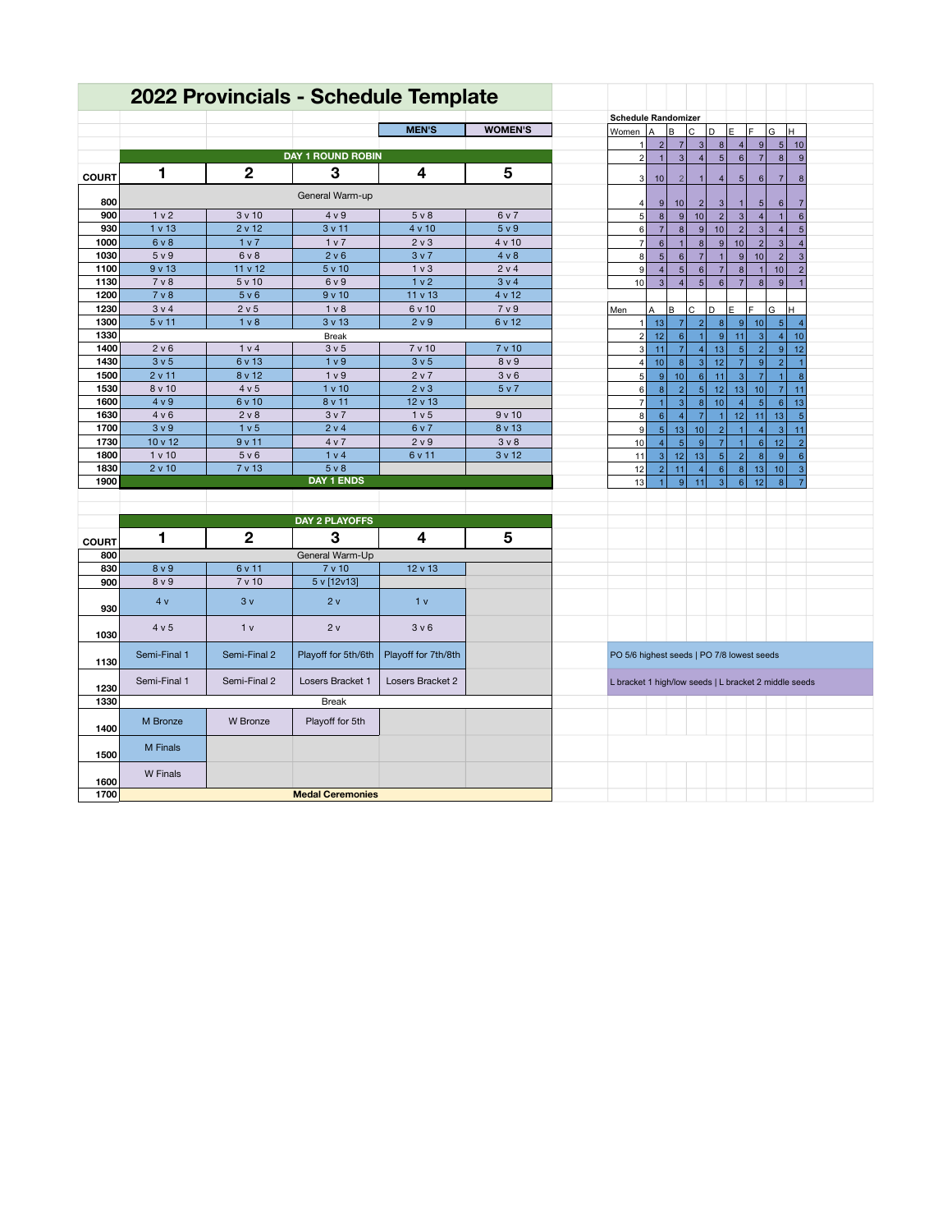# 2022 Provincials - Schedule Template

| | MEN'S | WOMEN'S |
|---|---|---|

## DAY 1 ROUND ROBIN

| COURT | 1 | 2 | 3 | 4 | 5 |
|---|---|---|---|---|---|
| 800 | General Warm-up | | | | |
| 900 | 1 v 2 | 3 v 10 | 4 v 9 | 5 v 8 | 6 v 7 |
| 930 | 1 v 13 | 2 v 12 | 3 v 11 | 4 v 10 | 5 v 9 |
| 1000 | 6 v 8 | 1 v 7 | 1 v 7 | 2 v 3 | 4 v 10 |
| 1030 | 5 v 9 | 6 v 8 | 2 v 6 | 3 v 7 | 4 v 8 |
| 1100 | 9 v 13 | 11 v 12 | 5 v 10 | 1 v 3 | 2 v 4 |
| 1130 | 7 v 8 | 5 v 10 | 6 v 9 | 1 v 2 | 3 v 4 |
| 1200 | 7 v 8 | 5 v 6 | 9 v 10 | 11 v 13 | 4 v 12 |
| 1230 | 3 v 4 | 2 v 5 | 1 v 8 | 6 v 10 | 7 v 9 |
| 1300 | 5 v 11 | 1 v 8 | 3 v 13 | 2 v 9 | 6 v 12 |
| 1330 | Break | | | | |
| 1400 | 2 v 6 | 1 v 4 | 3 v 5 | 7 v 10 | 7 v 10 |
| 1430 | 3 v 5 | 6 v 13 | 1 v 9 | 3 v 5 | 8 v 9 |
| 1500 | 2 v 11 | 8 v 12 | 1 v 9 | 2 v 7 | 3 v 6 |
| 1530 | 8 v 10 | 4 v 5 | 1 v 10 | 2 v 3 | 5 v 7 |
| 1600 | 4 v 9 | 6 v 10 | 8 v 11 | 12 v 13 | |
| 1630 | 4 v 6 | 2 v 8 | 3 v 7 | 1 v 5 | 9 v 10 |
| 1700 | 3 v 9 | 1 v 5 | 2 v 4 | 6 v 7 | 8 v 13 |
| 1730 | 10 v 12 | 9 v 11 | 4 v 7 | 2 v 9 | 3 v 8 |
| 1800 | 1 v 10 | 5 v 6 | 1 v 4 | 6 v 11 | 3 v 12 |
| 1830 | 2 v 10 | 7 v 13 | 5 v 8 | | |
| 1900 | DAY 1 ENDS | | | | |

## DAY 2 PLAYOFFS

| COURT | 1 | 2 | 3 | 4 | 5 |
|---|---|---|---|---|---|
| 800 | General Warm-Up | | | | |
| 830 | 8 v 9 | 6 v 11 | 7 v 10 | 12 v 13 | |
| 900 | 8 v 9 | 7 v 10 | 5 v [12v13] | | |
| 930 | 4 v | 3 v | 2 v | 1 v | |
| 1030 | 4 v 5 | 1 v | 2 v | 3 v 6 | |
| 1130 | Semi-Final 1 | Semi-Final 2 | Playoff for 5th/6th | Playoff for 7th/8th | |
| 1230 | Semi-Final 1 | Semi-Final 2 | Losers Bracket 1 | Losers Bracket 2 | |
| 1330 | Break | | | | |
| 1400 | M Bronze | W Bronze | Playoff for 5th | | |
| 1500 | M Finals | | | | |
| 1600 | W Finals | | | | |
| 1700 | Medal Ceremonies | | | | |

## Schedule Randomizer

| Women | A | B | C | D | E | F | G | H |
|---|---|---|---|---|---|---|---|---|
| 1 | 2 | 7 | 3 | 8 | 4 | 9 | 5 | 10 |
| 2 | 1 | 3 | 4 | 5 | 6 | 7 | 8 | 9 |
| 3 | 10 | 2 | 1 | 4 | 5 | 6 | 7 | 8 |
| 4 | 9 | 10 | 2 | 3 | 1 | 5 | 6 | 7 |
| 5 | 8 | 9 | 10 | 2 | 3 | 4 | 1 | 6 |
| 6 | 7 | 8 | 9 | 10 | 2 | 3 | 4 | 5 |
| 7 | 6 | 1 | 8 | 9 | 10 | 2 | 3 | 4 |
| 8 | 5 | 6 | 7 | 1 | 9 | 10 | 2 | 3 |
| 9 | 4 | 5 | 6 | 7 | 8 | 1 | 10 | 2 |
| 10 | 3 | 4 | 5 | 6 | 7 | 8 | 9 | 1 |

| Men | A | B | C | D | E | F | G | H |
|---|---|---|---|---|---|---|---|---|
| 1 | 13 | 7 | 2 | 8 | 9 | 10 | 5 | 4 |
| 2 | 12 | 6 | 1 | 9 | 11 | 3 | 4 | 10 |
| 3 | 11 | 7 | 4 | 13 | 5 | 2 | 9 | 12 |
| 4 | 10 | 8 | 3 | 12 | 7 | 9 | 2 | 1 |
| 5 | 9 | 10 | 6 | 11 | 3 | 7 | 1 | 8 |
| 6 | 8 | 2 | 5 | 12 | 13 | 10 | 7 | 11 |
| 7 | 1 | 3 | 8 | 10 | 4 | 5 | 6 | 13 |
| 8 | 6 | 4 | 7 | 1 | 12 | 11 | 13 | 5 |
| 9 | 5 | 13 | 10 | 2 | 1 | 4 | 3 | 11 |
| 10 | 4 | 5 | 9 | 7 | 1 | 6 | 12 | 2 |
| 11 | 3 | 12 | 13 | 5 | 2 | 8 | 9 | 6 |
| 12 | 2 | 11 | 4 | 6 | 8 | 13 | 10 | 3 |
| 13 | 1 | 9 | 11 | 3 | 6 | 12 | 8 | 7 |

PO 5/6 highest seeds | PO 7/8 lowest seeds

L bracket 1 high/low seeds | L bracket 2 middle seeds